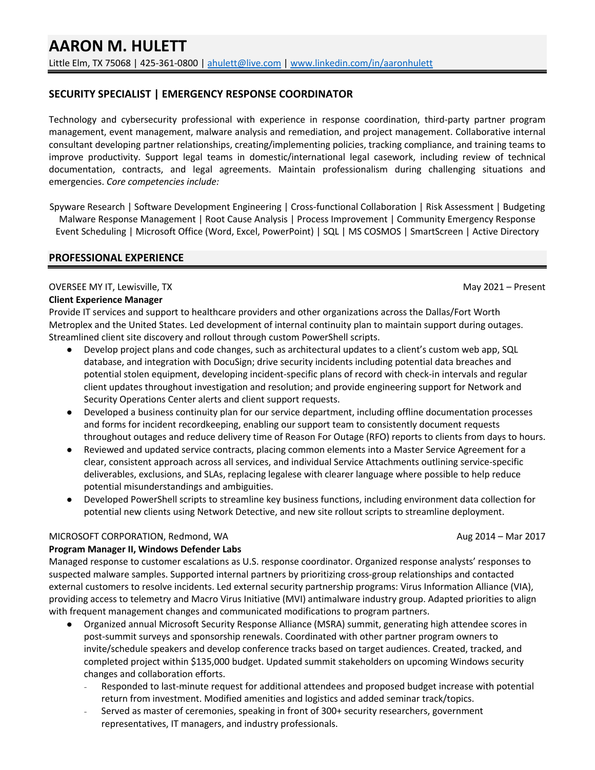# AARON M. HULETT

Little Elm, TX 75068 | 425-361-0800 | [ahulett@live.com](mailto:ahulett@live.com) | [www.linkedin.com/in/aaronhulett](http://www.linkedin.com/in/aaronhulett)

## SECURITY SPECIALIST | EMERGENCY RESPONSE COORDINATOR

Technology and cybersecurity professional with experience in response coordination, third-party partner program management, event management, malware analysis and remediation, and project management. Collaborative internal consultant developing partner relationships, creating/implementing policies, tracking compliance, and training teams to improve productivity. Support legal teams in domestic/international legal casework, including review of technical documentation, contracts, and legal agreements. Maintain professionalism during challenging situations and emergencies. *Core competencies include:*

Spyware Research | Software Development Engineering | Cross-functional Collaboration | Risk Assessment | Budgeting
Malware Response Management | Root Cause Analysis | Process Improvement | Community Emergency Response
Event Scheduling | Microsoft Office (Word, Excel, PowerPoint) | SQL | MS COSMOS | SmartScreen | Active Directory

## PROFESSIONAL EXPERIENCE

OVERSEE MY IT, Lewisville, TX — May 2021 – Present

**Client Experience Manager**

Provide IT services and support to healthcare providers and other organizations across the Dallas/Fort Worth Metroplex and the United States. Led development of internal continuity plan to maintain support during outages. Streamlined client site discovery and rollout through custom PowerShell scripts.

- Develop project plans and code changes, such as architectural updates to a client's custom web app, SQL database, and integration with DocuSign; drive security incidents including potential data breaches and potential stolen equipment, developing incident-specific plans of record with check-in intervals and regular client updates throughout investigation and resolution; and provide engineering support for Network and Security Operations Center alerts and client support requests.
- Developed a business continuity plan for our service department, including offline documentation processes and forms for incident recordkeeping, enabling our support team to consistently document requests throughout outages and reduce delivery time of Reason For Outage (RFO) reports to clients from days to hours.
- Reviewed and updated service contracts, placing common elements into a Master Service Agreement for a clear, consistent approach across all services, and individual Service Attachments outlining service-specific deliverables, exclusions, and SLAs, replacing legalese with clearer language where possible to help reduce potential misunderstandings and ambiguities.
- Developed PowerShell scripts to streamline key business functions, including environment data collection for potential new clients using Network Detective, and new site rollout scripts to streamline deployment.

MICROSOFT CORPORATION, Redmond, WA — Aug 2014 – Mar 2017

**Program Manager II, Windows Defender Labs**

Managed response to customer escalations as U.S. response coordinator. Organized response analysts' responses to suspected malware samples. Supported internal partners by prioritizing cross-group relationships and contacted external customers to resolve incidents. Led external security partnership programs: Virus Information Alliance (VIA), providing access to telemetry and Macro Virus Initiative (MVI) antimalware industry group. Adapted priorities to align with frequent management changes and communicated modifications to program partners.

- Organized annual Microsoft Security Response Alliance (MSRA) summit, generating high attendee scores in post-summit surveys and sponsorship renewals. Coordinated with other partner program owners to invite/schedule speakers and develop conference tracks based on target audiences. Created, tracked, and completed project within $135,000 budget. Updated summit stakeholders on upcoming Windows security changes and collaboration efforts.
  - Responded to last-minute request for additional attendees and proposed budget increase with potential return from investment. Modified amenities and logistics and added seminar track/topics.
  - Served as master of ceremonies, speaking in front of 300+ security researchers, government representatives, IT managers, and industry professionals.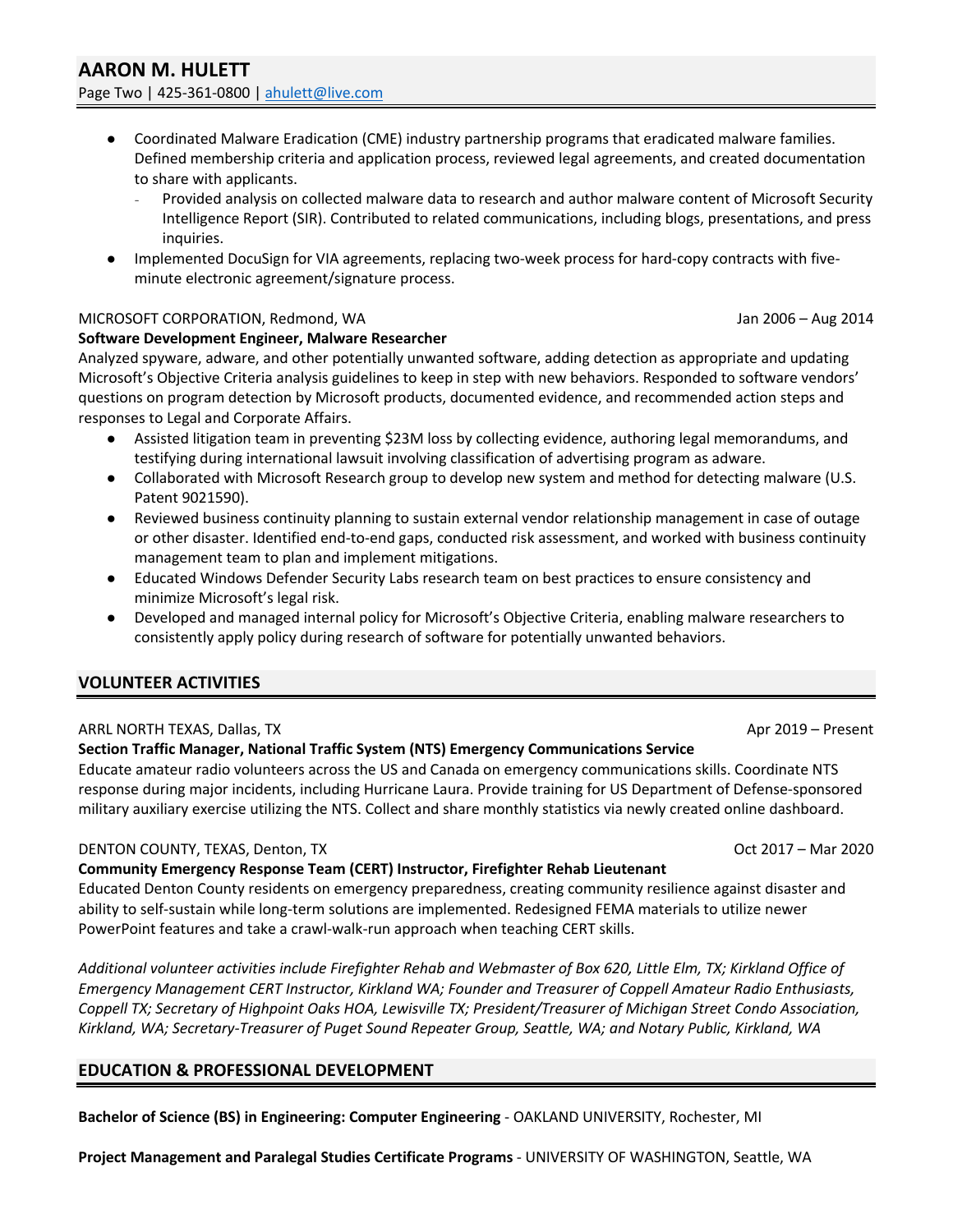- Coordinated Malware Eradication (CME) industry partnership programs that eradicated malware families. Defined membership criteria and application process, reviewed legal agreements, and created documentation to share with applicants.
  - Provided analysis on collected malware data to research and author malware content of Microsoft Security Intelligence Report (SIR). Contributed to related communications, including blogs, presentations, and press inquiries.
- Implemented DocuSign for VIA agreements, replacing two-week process for hard-copy contracts with five-minute electronic agreement/signature process.

MICROSOFT CORPORATION, Redmond, WA — Jan 2006 – Aug 2014

**Software Development Engineer, Malware Researcher**

Analyzed spyware, adware, and other potentially unwanted software, adding detection as appropriate and updating Microsoft's Objective Criteria analysis guidelines to keep in step with new behaviors. Responded to software vendors' questions on program detection by Microsoft products, documented evidence, and recommended action steps and responses to Legal and Corporate Affairs.

- Assisted litigation team in preventing $23M loss by collecting evidence, authoring legal memorandums, and testifying during international lawsuit involving classification of advertising program as adware.
- Collaborated with Microsoft Research group to develop new system and method for detecting malware (U.S. Patent 9021590).
- Reviewed business continuity planning to sustain external vendor relationship management in case of outage or other disaster. Identified end-to-end gaps, conducted risk assessment, and worked with business continuity management team to plan and implement mitigations.
- Educated Windows Defender Security Labs research team on best practices to ensure consistency and minimize Microsoft's legal risk.
- Developed and managed internal policy for Microsoft's Objective Criteria, enabling malware researchers to consistently apply policy during research of software for potentially unwanted behaviors.

## VOLUNTEER ACTIVITIES

ARRL NORTH TEXAS, Dallas, TX — Apr 2019 – Present

**Section Traffic Manager, National Traffic System (NTS) Emergency Communications Service**

Educate amateur radio volunteers across the US and Canada on emergency communications skills. Coordinate NTS response during major incidents, including Hurricane Laura. Provide training for US Department of Defense-sponsored military auxiliary exercise utilizing the NTS. Collect and share monthly statistics via newly created online dashboard.

DENTON COUNTY, TEXAS, Denton, TX — Oct 2017 – Mar 2020

**Community Emergency Response Team (CERT) Instructor, Firefighter Rehab Lieutenant**

Educated Denton County residents on emergency preparedness, creating community resilience against disaster and ability to self-sustain while long-term solutions are implemented. Redesigned FEMA materials to utilize newer PowerPoint features and take a crawl-walk-run approach when teaching CERT skills.

*Additional volunteer activities include Firefighter Rehab and Webmaster of Box 620, Little Elm, TX; Kirkland Office of Emergency Management CERT Instructor, Kirkland WA; Founder and Treasurer of Coppell Amateur Radio Enthusiasts, Coppell TX; Secretary of Highpoint Oaks HOA, Lewisville TX; President/Treasurer of Michigan Street Condo Association, Kirkland, WA; Secretary-Treasurer of Puget Sound Repeater Group, Seattle, WA; and Notary Public, Kirkland, WA*

## EDUCATION & PROFESSIONAL DEVELOPMENT

**Bachelor of Science (BS) in Engineering: Computer Engineering** - OAKLAND UNIVERSITY, Rochester, MI

**Project Management and Paralegal Studies Certificate Programs** - UNIVERSITY OF WASHINGTON, Seattle, WA